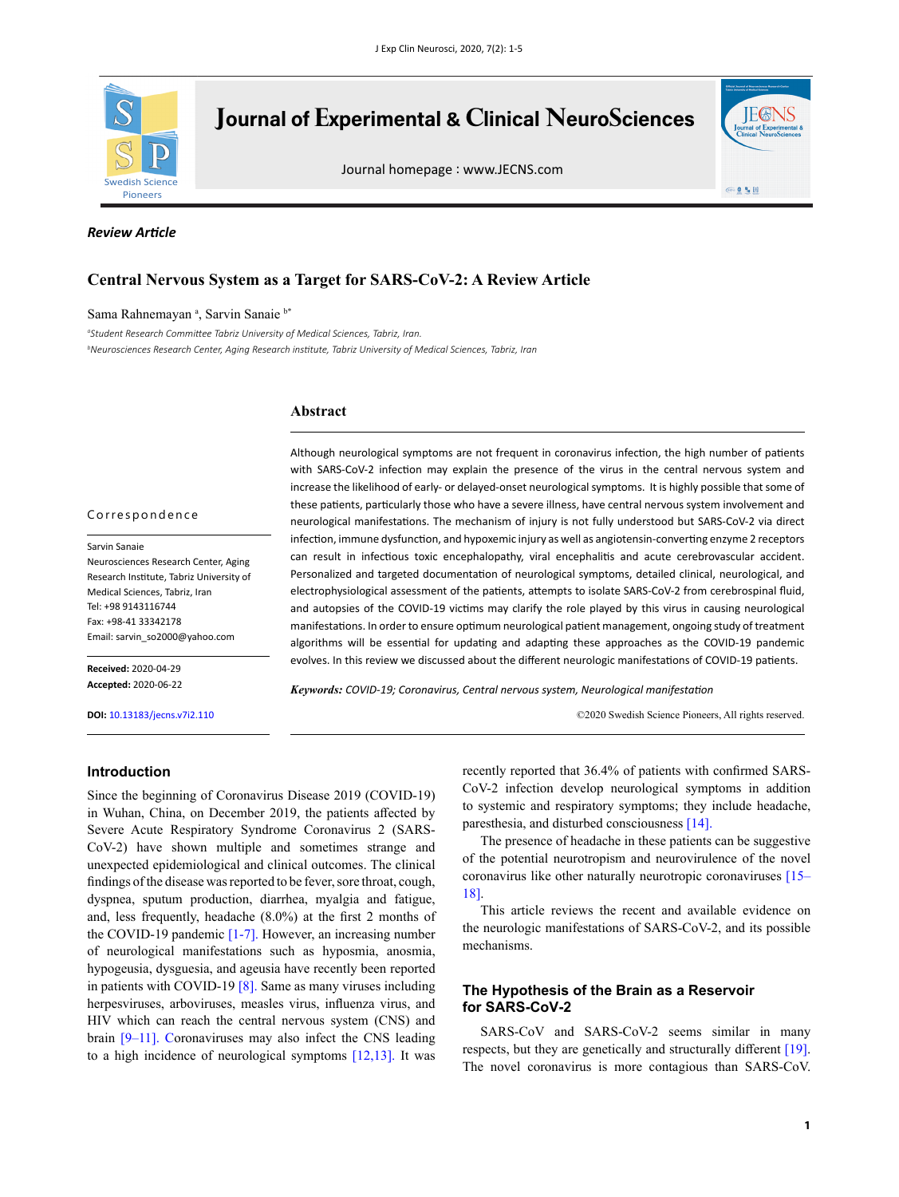**Review Article**

# Central Nervous System as a Target for SARS-CoV-2: A Review Article

Sama Rahnemayan [a], Sarvin Sanaie [b*]

[a] Student Research Committee Tabriz University of Medical Sciences, Tabriz, Iran.
[b] Neurosciences Research Center, Aging Research institute, Tabriz University of Medical Sciences, Tabriz, Iran

## Abstract

Although neurological symptoms are not frequent in coronavirus infection, the high number of patients with SARS-CoV-2 infection may explain the presence of the virus in the central nervous system and increase the likelihood of early- or delayed-onset neurological symptoms. It is highly possible that some of these patients, particularly those who have a severe illness, have central nervous system involvement and neurological manifestations. The mechanism of injury is not fully understood but SARS-CoV-2 via direct infection, immune dysfunction, and hypoxemic injury as well as angiotensin-converting enzyme 2 receptors can result in infectious toxic encephalopathy, viral encephalitis and acute cerebrovascular accident. Personalized and targeted documentation of neurological symptoms, detailed clinical, neurological, and electrophysiological assessment of the patients, attempts to isolate SARS-CoV-2 from cerebrospinal fluid, and autopsies of the COVID-19 victims may clarify the role played by this virus in causing neurological manifestations. In order to ensure optimum neurological patient management, ongoing study of treatment algorithms will be essential for updating and adapting these approaches as the COVID-19 pandemic evolves. In this review we discussed about the different neurologic manifestations of COVID-19 patients.

***Keywords:*** *COVID-19; Coronavirus, Central nervous system, Neurological manifestation*

©2020 Swedish Science Pioneers, All rights reserved.

**Correspondence**

Sarvin Sanaie
Neurosciences Research Center, Aging Research Institute, Tabriz University of Medical Sciences, Tabriz, Iran
Tel: +98 9143116744
Fax: +98-41 33342178
Email: sarvin_so2000@yahoo.com

**Received:** 2020-04-29
**Accepted:** 2020-06-22

**DOI:** 10.13183/jecns.v7i2.110

## Introduction

Since the beginning of Coronavirus Disease 2019 (COVID-19) in Wuhan, China, on December 2019, the patients affected by Severe Acute Respiratory Syndrome Coronavirus 2 (SARS-CoV-2) have shown multiple and sometimes strange and unexpected epidemiological and clinical outcomes. The clinical findings of the disease was reported to be fever, sore throat, cough, dyspnea, sputum production, diarrhea, myalgia and fatigue, and, less frequently, headache (8.0%) at the first 2 months of the COVID-19 pandemic [1-7]. However, an increasing number of neurological manifestations such as hyposmia, anosmia, hypogeusia, dysgeusia, and ageusia have recently been reported in patients with COVID-19 [8]. Same as many viruses including herpesviruses, arboviruses, measles virus, influenza virus, and HIV which can reach the central nervous system (CNS) and brain [9–11]. Coronaviruses may also infect the CNS leading to a high incidence of neurological symptoms [12,13]. It was recently reported that 36.4% of patients with confirmed SARS-CoV-2 infection develop neurological symptoms in addition to systemic and respiratory symptoms; they include headache, paresthesia, and disturbed consciousness [14].

The presence of headache in these patients can be suggestive of the potential neurotropism and neurovirulence of the novel coronavirus like other naturally neurotropic coronaviruses [15–18].

This article reviews the recent and available evidence on the neurologic manifestations of SARS-CoV-2, and its possible mechanisms.

## The Hypothesis of the Brain as a Reservoir for SARS-CoV-2

SARS-CoV and SARS-CoV-2 seems similar in many respects, but they are genetically and structurally different [19]. The novel coronavirus is more contagious than SARS-CoV.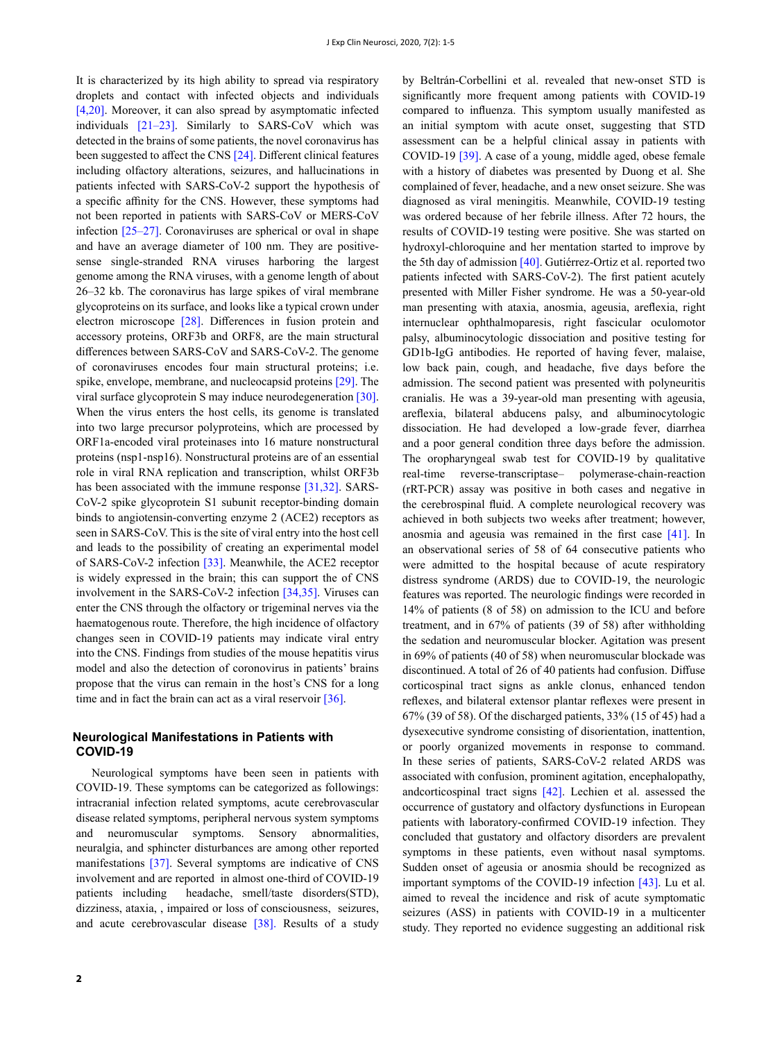It is characterized by its high ability to spread via respiratory droplets and contact with infected objects and individuals [4,20]. Moreover, it can also spread by asymptomatic infected individuals [21–23]. Similarly to SARS-CoV which was detected in the brains of some patients, the novel coronavirus has been suggested to affect the CNS [24]. Different clinical features including olfactory alterations, seizures, and hallucinations in patients infected with SARS-CoV-2 support the hypothesis of a specific affinity for the CNS. However, these symptoms had not been reported in patients with SARS-CoV or MERS-CoV infection [25–27]. Coronaviruses are spherical or oval in shape and have an average diameter of 100 nm. They are positive-sense single-stranded RNA viruses harboring the largest genome among the RNA viruses, with a genome length of about 26–32 kb. The coronavirus has large spikes of viral membrane glycoproteins on its surface, and looks like a typical crown under electron microscope [28]. Differences in fusion protein and accessory proteins, ORF3b and ORF8, are the main structural differences between SARS-CoV and SARS-CoV-2. The genome of coronaviruses encodes four main structural proteins; i.e. spike, envelope, membrane, and nucleocapsid proteins [29]. The viral surface glycoprotein S may induce neurodegeneration [30]. When the virus enters the host cells, its genome is translated into two large precursor polyproteins, which are processed by ORF1a-encoded viral proteinases into 16 mature nonstructural proteins (nsp1-nsp16). Nonstructural proteins are of an essential role in viral RNA replication and transcription, whilst ORF3b has been associated with the immune response [31,32]. SARS-CoV-2 spike glycoprotein S1 subunit receptor-binding domain binds to angiotensin-converting enzyme 2 (ACE2) receptors as seen in SARS-CoV. This is the site of viral entry into the host cell and leads to the possibility of creating an experimental model of SARS-CoV-2 infection [33]. Meanwhile, the ACE2 receptor is widely expressed in the brain; this can support the of CNS involvement in the SARS-CoV-2 infection [34,35]. Viruses can enter the CNS through the olfactory or trigeminal nerves via the haematogenous route. Therefore, the high incidence of olfactory changes seen in COVID-19 patients may indicate viral entry into the CNS. Findings from studies of the mouse hepatitis virus model and also the detection of coronovirus in patients' brains propose that the virus can remain in the host's CNS for a long time and in fact the brain can act as a viral reservoir [36].

## Neurological Manifestations in Patients with COVID-19

Neurological symptoms have been seen in patients with COVID-19. These symptoms can be categorized as followings: intracranial infection related symptoms, acute cerebrovascular disease related symptoms, peripheral nervous system symptoms and neuromuscular symptoms. Sensory abnormalities, neuralgia, and sphincter disturbances are among other reported manifestations [37]. Several symptoms are indicative of CNS involvement and are reported in almost one-third of COVID-19 patients including headache, smell/taste disorders(STD), dizziness, ataxia, , impaired or loss of consciousness, seizures, and acute cerebrovascular disease [38]. Results of a study by Beltrán-Corbellini et al. revealed that new-onset STD is significantly more frequent among patients with COVID-19 compared to influenza. This symptom usually manifested as an initial symptom with acute onset, suggesting that STD assessment can be a helpful clinical assay in patients with COVID-19 [39]. A case of a young, middle aged, obese female with a history of diabetes was presented by Duong et al. She complained of fever, headache, and a new onset seizure. She was diagnosed as viral meningitis. Meanwhile, COVID-19 testing was ordered because of her febrile illness. After 72 hours, the results of COVID-19 testing were positive. She was started on hydroxyl-chloroquine and her mentation started to improve by the 5th day of admission [40]. Gutiérrez-Ortiz et al. reported two patients infected with SARS-CoV-2). The first patient acutely presented with Miller Fisher syndrome. He was a 50-year-old man presenting with ataxia, anosmia, ageusia, areflexia, right internuclear ophthalmoparesis, right fascicular oculomotor palsy, albuminocytologic dissociation and positive testing for GD1b-IgG antibodies. He reported of having fever, malaise, low back pain, cough, and headache, five days before the admission. The second patient was presented with polyneuritis cranialis. He was a 39-year-old man presenting with ageusia, areflexia, bilateral abducens palsy, and albuminocytologic dissociation. He had developed a low-grade fever, diarrhea and a poor general condition three days before the admission. The oropharyngeal swab test for COVID-19 by qualitative real-time reverse-transcriptase– polymerase-chain-reaction (rRT-PCR) assay was positive in both cases and negative in the cerebrospinal fluid. A complete neurological recovery was achieved in both subjects two weeks after treatment; however, anosmia and ageusia was remained in the first case [41]. In an observational series of 58 of 64 consecutive patients who were admitted to the hospital because of acute respiratory distress syndrome (ARDS) due to COVID-19, the neurologic features was reported. The neurologic findings were recorded in 14% of patients (8 of 58) on admission to the ICU and before treatment, and in 67% of patients (39 of 58) after withholding the sedation and neuromuscular blocker. Agitation was present in 69% of patients (40 of 58) when neuromuscular blockade was discontinued. A total of 26 of 40 patients had confusion. Diffuse corticospinal tract signs as ankle clonus, enhanced tendon reflexes, and bilateral extensor plantar reflexes were present in 67% (39 of 58). Of the discharged patients, 33% (15 of 45) had a dysexecutive syndrome consisting of disorientation, inattention, or poorly organized movements in response to command. In these series of patients, SARS-CoV-2 related ARDS was associated with confusion, prominent agitation, encephalopathy, andcorticospinal tract signs [42]. Lechien et al. assessed the occurrence of gustatory and olfactory dysfunctions in European patients with laboratory-confirmed COVID-19 infection. They concluded that gustatory and olfactory disorders are prevalent symptoms in these patients, even without nasal symptoms. Sudden onset of ageusia or anosmia should be recognized as important symptoms of the COVID-19 infection [43]. Lu et al. aimed to reveal the incidence and risk of acute symptomatic seizures (ASS) in patients with COVID-19 in a multicenter study. They reported no evidence suggesting an additional risk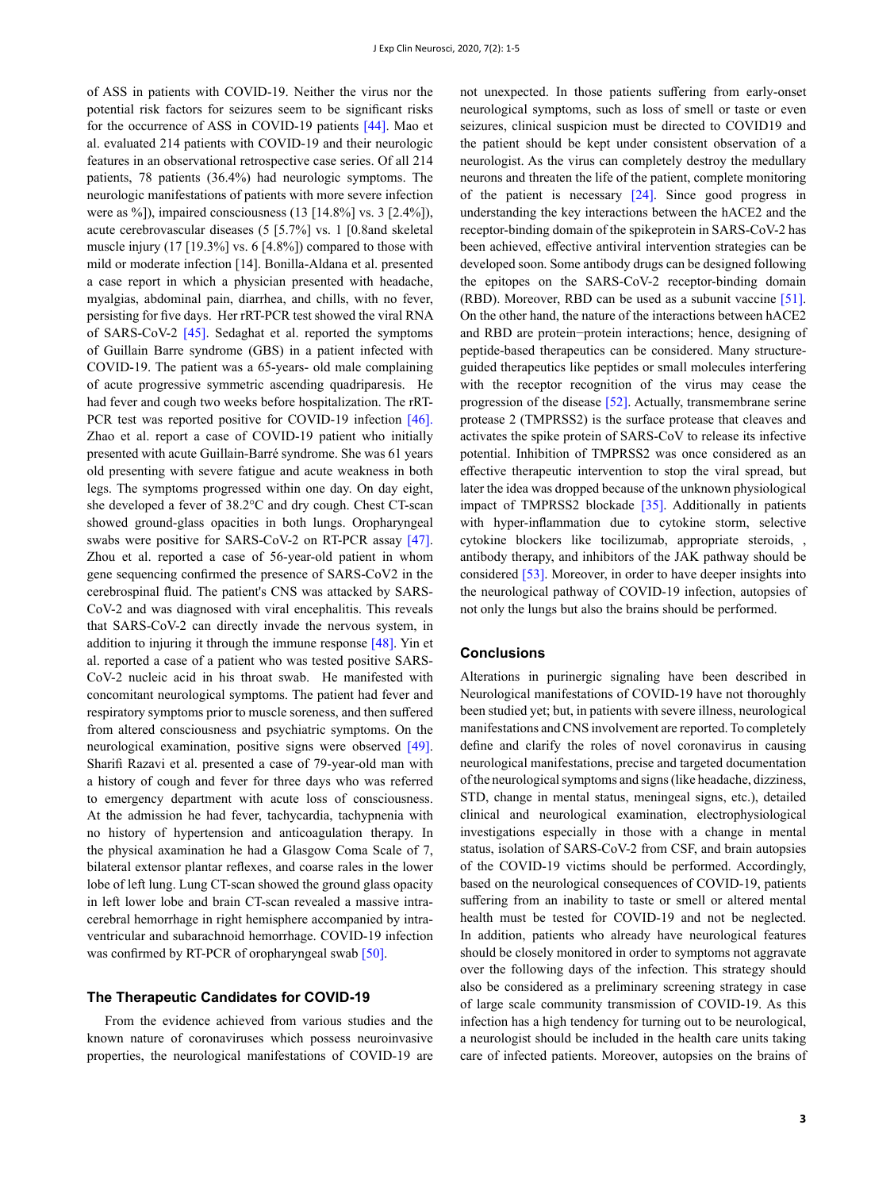of ASS in patients with COVID-19. Neither the virus nor the potential risk factors for seizures seem to be significant risks for the occurrence of ASS in COVID-19 patients [44]. Mao et al. evaluated 214 patients with COVID-19 and their neurologic features in an observational retrospective case series. Of all 214 patients, 78 patients (36.4%) had neurologic symptoms. The neurologic manifestations of patients with more severe infection were as %]), impaired consciousness (13 [14.8%] vs. 3 [2.4%]), acute cerebrovascular diseases (5 [5.7%] vs. 1 [0.8and skeletal muscle injury (17 [19.3%] vs. 6 [4.8%]) compared to those with mild or moderate infection [14]. Bonilla-Aldana et al. presented a case report in which a physician presented with headache, myalgias, abdominal pain, diarrhea, and chills, with no fever, persisting for five days. Her rRT-PCR test showed the viral RNA of SARS-CoV-2 [45]. Sedaghat et al. reported the symptoms of Guillain Barre syndrome (GBS) in a patient infected with COVID-19. The patient was a 65-years- old male complaining of acute progressive symmetric ascending quadriparesis. He had fever and cough two weeks before hospitalization. The rRT-PCR test was reported positive for COVID-19 infection [46]. Zhao et al. report a case of COVID-19 patient who initially presented with acute Guillain-Barré syndrome. She was 61 years old presenting with severe fatigue and acute weakness in both legs. The symptoms progressed within one day. On day eight, she developed a fever of 38.2°C and dry cough. Chest CT-scan showed ground-glass opacities in both lungs. Oropharyngeal swabs were positive for SARS-CoV-2 on RT-PCR assay [47]. Zhou et al. reported a case of 56-year-old patient in whom gene sequencing confirmed the presence of SARS-CoV2 in the cerebrospinal fluid. The patient's CNS was attacked by SARS-CoV-2 and was diagnosed with viral encephalitis. This reveals that SARS-CoV-2 can directly invade the nervous system, in addition to injuring it through the immune response [48]. Yin et al. reported a case of a patient who was tested positive SARS-CoV-2 nucleic acid in his throat swab. He manifested with concomitant neurological symptoms. The patient had fever and respiratory symptoms prior to muscle soreness, and then suffered from altered consciousness and psychiatric symptoms. On the neurological examination, positive signs were observed [49]. Sharifi Razavi et al. presented a case of 79-year-old man with a history of cough and fever for three days who was referred to emergency department with acute loss of consciousness. At the admission he had fever, tachycardia, tachypnenia with no history of hypertension and anticoagulation therapy. In the physical axamination he had a Glasgow Coma Scale of 7, bilateral extensor plantar reflexes, and coarse rales in the lower lobe of left lung. Lung CT-scan showed the ground glass opacity in left lower lobe and brain CT-scan revealed a massive intra-cerebral hemorrhage in right hemisphere accompanied by intra-ventricular and subarachnoid hemorrhage. COVID-19 infection was confirmed by RT-PCR of oropharyngeal swab [50].

## The Therapeutic Candidates for COVID-19

From the evidence achieved from various studies and the known nature of coronaviruses which possess neuroinvasive properties, the neurological manifestations of COVID-19 are not unexpected. In those patients suffering from early-onset neurological symptoms, such as loss of smell or taste or even seizures, clinical suspicion must be directed to COVID19 and the patient should be kept under consistent observation of a neurologist. As the virus can completely destroy the medullary neurons and threaten the life of the patient, complete monitoring of the patient is necessary [24]. Since good progress in understanding the key interactions between the hACE2 and the receptor-binding domain of the spikeprotein in SARS-CoV-2 has been achieved, effective antiviral intervention strategies can be developed soon. Some antibody drugs can be designed following the epitopes on the SARS-CoV-2 receptor-binding domain (RBD). Moreover, RBD can be used as a subunit vaccine [51]. On the other hand, the nature of the interactions between hACE2 and RBD are protein−protein interactions; hence, designing of peptide-based therapeutics can be considered. Many structure-guided therapeutics like peptides or small molecules interfering with the receptor recognition of the virus may cease the progression of the disease [52]. Actually, transmembrane serine protease 2 (TMPRSS2) is the surface protease that cleaves and activates the spike protein of SARS-CoV to release its infective potential. Inhibition of TMPRSS2 was once considered as an effective therapeutic intervention to stop the viral spread, but later the idea was dropped because of the unknown physiological impact of TMPRSS2 blockade [35]. Additionally in patients with hyper-inflammation due to cytokine storm, selective cytokine blockers like tocilizumab, appropriate steroids, , antibody therapy, and inhibitors of the JAK pathway should be considered [53]. Moreover, in order to have deeper insights into the neurological pathway of COVID-19 infection, autopsies of not only the lungs but also the brains should be performed.

## Conclusions

Alterations in purinergic signaling have been described in Neurological manifestations of COVID-19 have not thoroughly been studied yet; but, in patients with severe illness, neurological manifestations and CNS involvement are reported. To completely define and clarify the roles of novel coronavirus in causing neurological manifestations, precise and targeted documentation of the neurological symptoms and signs (like headache, dizziness, STD, change in mental status, meningeal signs, etc.), detailed clinical and neurological examination, electrophysiological investigations especially in those with a change in mental status, isolation of SARS-CoV-2 from CSF, and brain autopsies of the COVID-19 victims should be performed. Accordingly, based on the neurological consequences of COVID-19, patients suffering from an inability to taste or smell or altered mental health must be tested for COVID-19 and not be neglected. In addition, patients who already have neurological features should be closely monitored in order to symptoms not aggravate over the following days of the infection. This strategy should also be considered as a preliminary screening strategy in case of large scale community transmission of COVID-19. As this infection has a high tendency for turning out to be neurological, a neurologist should be included in the health care units taking care of infected patients. Moreover, autopsies on the brains of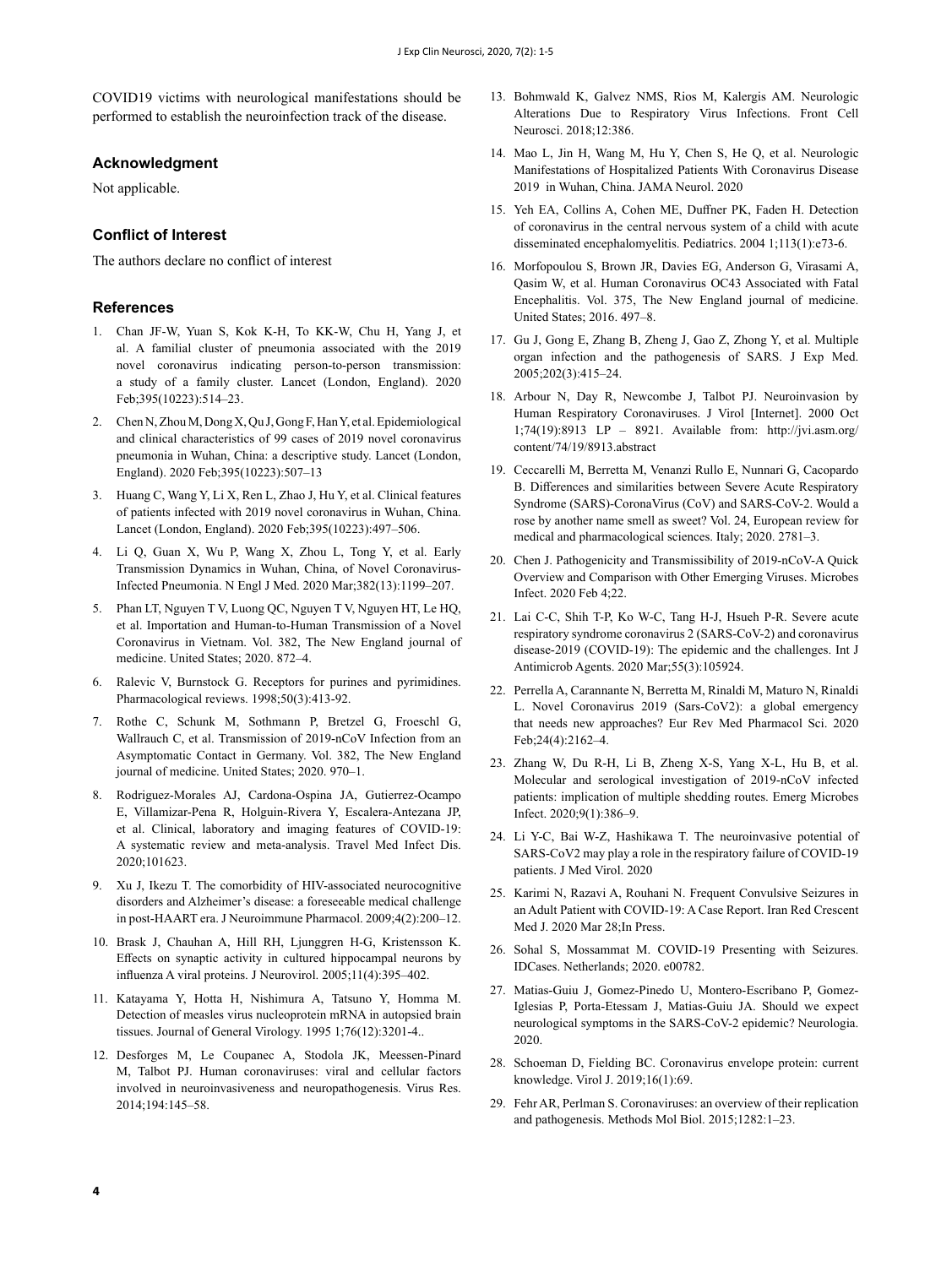COVID19 victims with neurological manifestations should be performed to establish the neuroinfection track of the disease.

## Acknowledgment

Not applicable.

## Conflict of Interest

The authors declare no conflict of interest

## References

1. Chan JF-W, Yuan S, Kok K-H, To KK-W, Chu H, Yang J, et al. A familial cluster of pneumonia associated with the 2019 novel coronavirus indicating person-to-person transmission: a study of a family cluster. Lancet (London, England). 2020 Feb;395(10223):514–23.
2. Chen N, Zhou M, Dong X, Qu J, Gong F, Han Y, et al. Epidemiological and clinical characteristics of 99 cases of 2019 novel coronavirus pneumonia in Wuhan, China: a descriptive study. Lancet (London, England). 2020 Feb;395(10223):507–13
3. Huang C, Wang Y, Li X, Ren L, Zhao J, Hu Y, et al. Clinical features of patients infected with 2019 novel coronavirus in Wuhan, China. Lancet (London, England). 2020 Feb;395(10223):497–506.
4. Li Q, Guan X, Wu P, Wang X, Zhou L, Tong Y, et al. Early Transmission Dynamics in Wuhan, China, of Novel Coronavirus-Infected Pneumonia. N Engl J Med. 2020 Mar;382(13):1199–207.
5. Phan LT, Nguyen T V, Luong QC, Nguyen T V, Nguyen HT, Le HQ, et al. Importation and Human-to-Human Transmission of a Novel Coronavirus in Vietnam. Vol. 382, The New England journal of medicine. United States; 2020. 872–4.
6. Ralevic V, Burnstock G. Receptors for purines and pyrimidines. Pharmacological reviews. 1998;50(3):413-92.
7. Rothe C, Schunk M, Sothmann P, Bretzel G, Froeschl G, Wallrauch C, et al. Transmission of 2019-nCoV Infection from an Asymptomatic Contact in Germany. Vol. 382, The New England journal of medicine. United States; 2020. 970–1.
8. Rodriguez-Morales AJ, Cardona-Ospina JA, Gutierrez-Ocampo E, Villamizar-Pena R, Holguin-Rivera Y, Escalera-Antezana JP, et al. Clinical, laboratory and imaging features of COVID-19: A systematic review and meta-analysis. Travel Med Infect Dis. 2020;101623.
9. Xu J, Ikezu T. The comorbidity of HIV-associated neurocognitive disorders and Alzheimer's disease: a foreseeable medical challenge in post-HAART era. J Neuroimmune Pharmacol. 2009;4(2):200–12.
10. Brask J, Chauhan A, Hill RH, Ljunggren H-G, Kristensson K. Effects on synaptic activity in cultured hippocampal neurons by influenza A viral proteins. J Neurovirol. 2005;11(4):395–402.
11. Katayama Y, Hotta H, Nishimura A, Tatsuno Y, Homma M. Detection of measles virus nucleoprotein mRNA in autopsied brain tissues. Journal of General Virology. 1995 1;76(12):3201-4..
12. Desforges M, Le Coupanec A, Stodola JK, Meessen-Pinard M, Talbot PJ. Human coronaviruses: viral and cellular factors involved in neuroinvasiveness and neuropathogenesis. Virus Res. 2014;194:145–58.
13. Bohmwald K, Galvez NMS, Rios M, Kalergis AM. Neurologic Alterations Due to Respiratory Virus Infections. Front Cell Neurosci. 2018;12:386.
14. Mao L, Jin H, Wang M, Hu Y, Chen S, He Q, et al. Neurologic Manifestations of Hospitalized Patients With Coronavirus Disease 2019 in Wuhan, China. JAMA Neurol. 2020
15. Yeh EA, Collins A, Cohen ME, Duffner PK, Faden H. Detection of coronavirus in the central nervous system of a child with acute disseminated encephalomyelitis. Pediatrics. 2004 1;113(1):e73-6.
16. Morfopoulou S, Brown JR, Davies EG, Anderson G, Virasami A, Qasim W, et al. Human Coronavirus OC43 Associated with Fatal Encephalitis. Vol. 375, The New England journal of medicine. United States; 2016. 497–8.
17. Gu J, Gong E, Zhang B, Zheng J, Gao Z, Zhong Y, et al. Multiple organ infection and the pathogenesis of SARS. J Exp Med. 2005;202(3):415–24.
18. Arbour N, Day R, Newcombe J, Talbot PJ. Neuroinvasion by Human Respiratory Coronaviruses. J Virol [Internet]. 2000 Oct 1;74(19):8913 LP – 8921. Available from: http://jvi.asm.org/content/74/19/8913.abstract
19. Ceccarelli M, Berretta M, Venanzi Rullo E, Nunnari G, Cacopardo B. Differences and similarities between Severe Acute Respiratory Syndrome (SARS)-CoronaVirus (CoV) and SARS-CoV-2. Would a rose by another name smell as sweet? Vol. 24, European review for medical and pharmacological sciences. Italy; 2020. 2781–3.
20. Chen J. Pathogenicity and Transmissibility of 2019-nCoV-A Quick Overview and Comparison with Other Emerging Viruses. Microbes Infect. 2020 Feb 4;22.
21. Lai C-C, Shih T-P, Ko W-C, Tang H-J, Hsueh P-R. Severe acute respiratory syndrome coronavirus 2 (SARS-CoV-2) and coronavirus disease-2019 (COVID-19): The epidemic and the challenges. Int J Antimicrob Agents. 2020 Mar;55(3):105924.
22. Perrella A, Carannante N, Berretta M, Rinaldi M, Maturo N, Rinaldi L. Novel Coronavirus 2019 (Sars-CoV2): a global emergency that needs new approaches? Eur Rev Med Pharmacol Sci. 2020 Feb;24(4):2162–4.
23. Zhang W, Du R-H, Li B, Zheng X-S, Yang X-L, Hu B, et al. Molecular and serological investigation of 2019-nCoV infected patients: implication of multiple shedding routes. Emerg Microbes Infect. 2020;9(1):386–9.
24. Li Y-C, Bai W-Z, Hashikawa T. The neuroinvasive potential of SARS-CoV2 may play a role in the respiratory failure of COVID-19 patients. J Med Virol. 2020
25. Karimi N, Razavi A, Rouhani N. Frequent Convulsive Seizures in an Adult Patient with COVID-19: A Case Report. Iran Red Crescent Med J. 2020 Mar 28;In Press.
26. Sohal S, Mossammat M. COVID-19 Presenting with Seizures. IDCases. Netherlands; 2020. e00782.
27. Matias-Guiu J, Gomez-Pinedo U, Montero-Escribano P, Gomez-Iglesias P, Porta-Etessam J, Matias-Guiu JA. Should we expect neurological symptoms in the SARS-CoV-2 epidemic? Neurologia. 2020.
28. Schoeman D, Fielding BC. Coronavirus envelope protein: current knowledge. Virol J. 2019;16(1):69.
29. Fehr AR, Perlman S. Coronaviruses: an overview of their replication and pathogenesis. Methods Mol Biol. 2015;1282:1–23.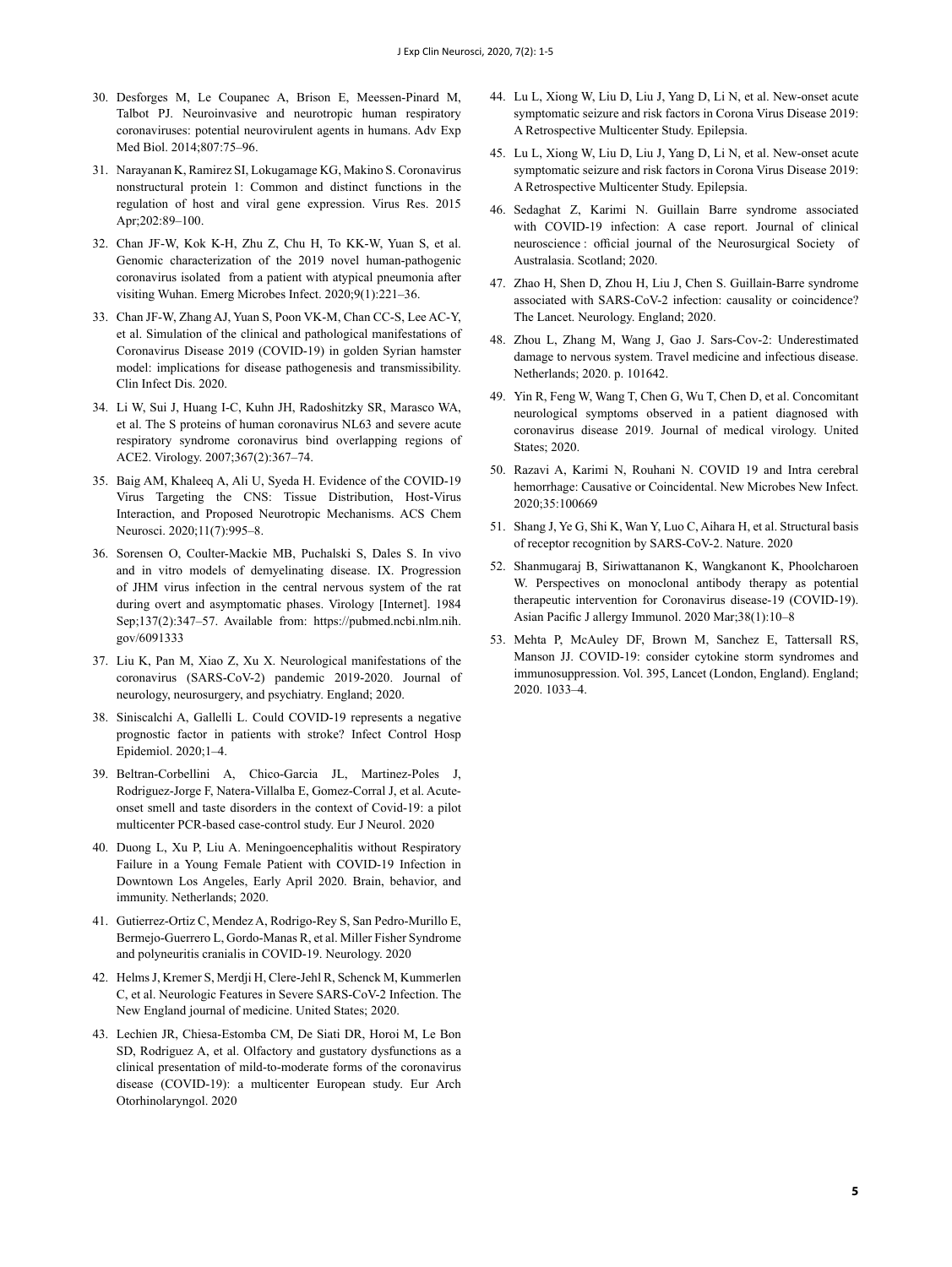30. Desforges M, Le Coupanec A, Brison E, Meessen-Pinard M, Talbot PJ. Neuroinvasive and neurotropic human respiratory coronaviruses: potential neurovirulent agents in humans. Adv Exp Med Biol. 2014;807:75–96.

31. Narayanan K, Ramirez SI, Lokugamage KG, Makino S. Coronavirus nonstructural protein 1: Common and distinct functions in the regulation of host and viral gene expression. Virus Res. 2015 Apr;202:89–100.

32. Chan JF-W, Kok K-H, Zhu Z, Chu H, To KK-W, Yuan S, et al. Genomic characterization of the 2019 novel human-pathogenic coronavirus isolated from a patient with atypical pneumonia after visiting Wuhan. Emerg Microbes Infect. 2020;9(1):221–36.

33. Chan JF-W, Zhang AJ, Yuan S, Poon VK-M, Chan CC-S, Lee AC-Y, et al. Simulation of the clinical and pathological manifestations of Coronavirus Disease 2019 (COVID-19) in golden Syrian hamster model: implications for disease pathogenesis and transmissibility. Clin Infect Dis. 2020.

34. Li W, Sui J, Huang I-C, Kuhn JH, Radoshitzky SR, Marasco WA, et al. The S proteins of human coronavirus NL63 and severe acute respiratory syndrome coronavirus bind overlapping regions of ACE2. Virology. 2007;367(2):367–74.

35. Baig AM, Khaleeq A, Ali U, Syeda H. Evidence of the COVID-19 Virus Targeting the CNS: Tissue Distribution, Host-Virus Interaction, and Proposed Neurotropic Mechanisms. ACS Chem Neurosci. 2020;11(7):995–8.

36. Sorensen O, Coulter-Mackie MB, Puchalski S, Dales S. In vivo and in vitro models of demyelinating disease. IX. Progression of JHM virus infection in the central nervous system of the rat during overt and asymptomatic phases. Virology [Internet]. 1984 Sep;137(2):347–57. Available from: https://pubmed.ncbi.nlm.nih.gov/6091333

37. Liu K, Pan M, Xiao Z, Xu X. Neurological manifestations of the coronavirus (SARS-CoV-2) pandemic 2019-2020. Journal of neurology, neurosurgery, and psychiatry. England; 2020.

38. Siniscalchi A, Gallelli L. Could COVID-19 represents a negative prognostic factor in patients with stroke? Infect Control Hosp Epidemiol. 2020;1–4.

39. Beltran-Corbellini A, Chico-Garcia JL, Martinez-Poles J, Rodriguez-Jorge F, Natera-Villalba E, Gomez-Corral J, et al. Acute-onset smell and taste disorders in the context of Covid-19: a pilot multicenter PCR-based case-control study. Eur J Neurol. 2020

40. Duong L, Xu P, Liu A. Meningoencephalitis without Respiratory Failure in a Young Female Patient with COVID-19 Infection in Downtown Los Angeles, Early April 2020. Brain, behavior, and immunity. Netherlands; 2020.

41. Gutierrez-Ortiz C, Mendez A, Rodrigo-Rey S, San Pedro-Murillo E, Bermejo-Guerrero L, Gordo-Manas R, et al. Miller Fisher Syndrome and polyneuritis cranialis in COVID-19. Neurology. 2020

42. Helms J, Kremer S, Merdji H, Clere-Jehl R, Schenck M, Kummerlen C, et al. Neurologic Features in Severe SARS-CoV-2 Infection. The New England journal of medicine. United States; 2020.

43. Lechien JR, Chiesa-Estomba CM, De Siati DR, Horoi M, Le Bon SD, Rodriguez A, et al. Olfactory and gustatory dysfunctions as a clinical presentation of mild-to-moderate forms of the coronavirus disease (COVID-19): a multicenter European study. Eur Arch Otorhinolaryngol. 2020

44. Lu L, Xiong W, Liu D, Liu J, Yang D, Li N, et al. New-onset acute symptomatic seizure and risk factors in Corona Virus Disease 2019: A Retrospective Multicenter Study. Epilepsia.

45. Lu L, Xiong W, Liu D, Liu J, Yang D, Li N, et al. New-onset acute symptomatic seizure and risk factors in Corona Virus Disease 2019: A Retrospective Multicenter Study. Epilepsia.

46. Sedaghat Z, Karimi N. Guillain Barre syndrome associated with COVID-19 infection: A case report. Journal of clinical neuroscience : official journal of the Neurosurgical Society of Australasia. Scotland; 2020.

47. Zhao H, Shen D, Zhou H, Liu J, Chen S. Guillain-Barre syndrome associated with SARS-CoV-2 infection: causality or coincidence? The Lancet. Neurology. England; 2020.

48. Zhou L, Zhang M, Wang J, Gao J. Sars-Cov-2: Underestimated damage to nervous system. Travel medicine and infectious disease. Netherlands; 2020. p. 101642.

49. Yin R, Feng W, Wang T, Chen G, Wu T, Chen D, et al. Concomitant neurological symptoms observed in a patient diagnosed with coronavirus disease 2019. Journal of medical virology. United States; 2020.

50. Razavi A, Karimi N, Rouhani N. COVID 19 and Intra cerebral hemorrhage: Causative or Coincidental. New Microbes New Infect. 2020;35:100669

51. Shang J, Ye G, Shi K, Wan Y, Luo C, Aihara H, et al. Structural basis of receptor recognition by SARS-CoV-2. Nature. 2020

52. Shanmugaraj B, Siriwattananon K, Wangkanont K, Phoolcharoen W. Perspectives on monoclonal antibody therapy as potential therapeutic intervention for Coronavirus disease-19 (COVID-19). Asian Pacific J allergy Immunol. 2020 Mar;38(1):10–8

53. Mehta P, McAuley DF, Brown M, Sanchez E, Tattersall RS, Manson JJ. COVID-19: consider cytokine storm syndromes and immunosuppression. Vol. 395, Lancet (London, England). England; 2020. 1033–4.